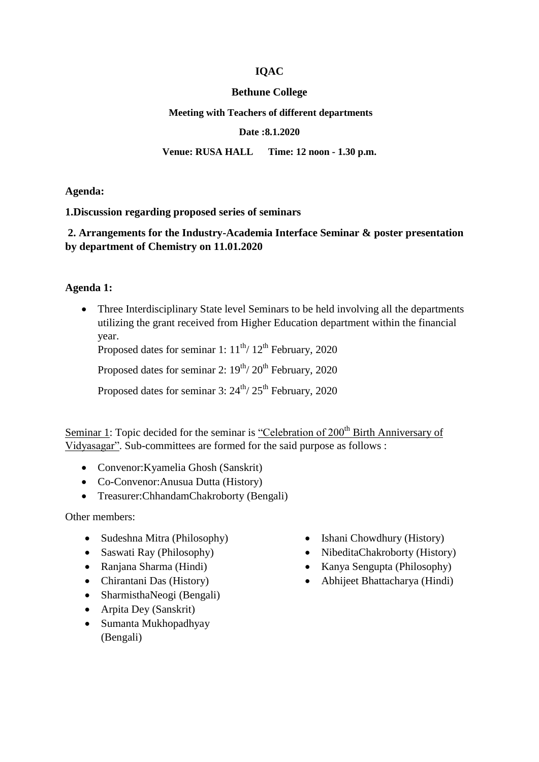**IQAC**

**Bethune College**

**Meeting with Teachers of different departments**

**Date :8.1.2020**

**Venue: RUSA HALL      Time: 12 noon - 1.30 p.m.**

**Agenda:**

**1.Discussion regarding proposed series of seminars**

**2. Arrangements for the Industry-Academia Interface Seminar & poster presentation by department of Chemistry on 11.01.2020**

**Agenda 1:**

- Three Interdisciplinary State level Seminars to be held involving all the departments utilizing the grant received from Higher Education department within the financial year.

  Proposed dates for seminar 1: 11th/ 12th February, 2020

  Proposed dates for seminar 2: 19th/ 20th February, 2020

  Proposed dates for seminar 3: 24th/ 25th February, 2020

Seminar 1: Topic decided for the seminar is "Celebration of 200th Birth Anniversary of Vidyasagar". Sub-committees are formed for the said purpose as follows :

- Convenor:Kyamelia Ghosh (Sanskrit)
- Co-Convenor:Anusua Dutta (History)
- Treasurer:ChhandamChakroborty (Bengali)

Other members:

- Sudeshna Mitra (Philosophy)
- Saswati Ray (Philosophy)
- Ranjana Sharma (Hindi)
- Chirantani Das (History)
- SharmisthaNeogi (Bengali)
- Arpita Dey (Sanskrit)
- Sumanta Mukhopadhyay (Bengali)
- Ishani Chowdhury (History)
- NibeditaChakroborty (History)
- Kanya Sengupta (Philosophy)
- Abhijeet Bhattacharya (Hindi)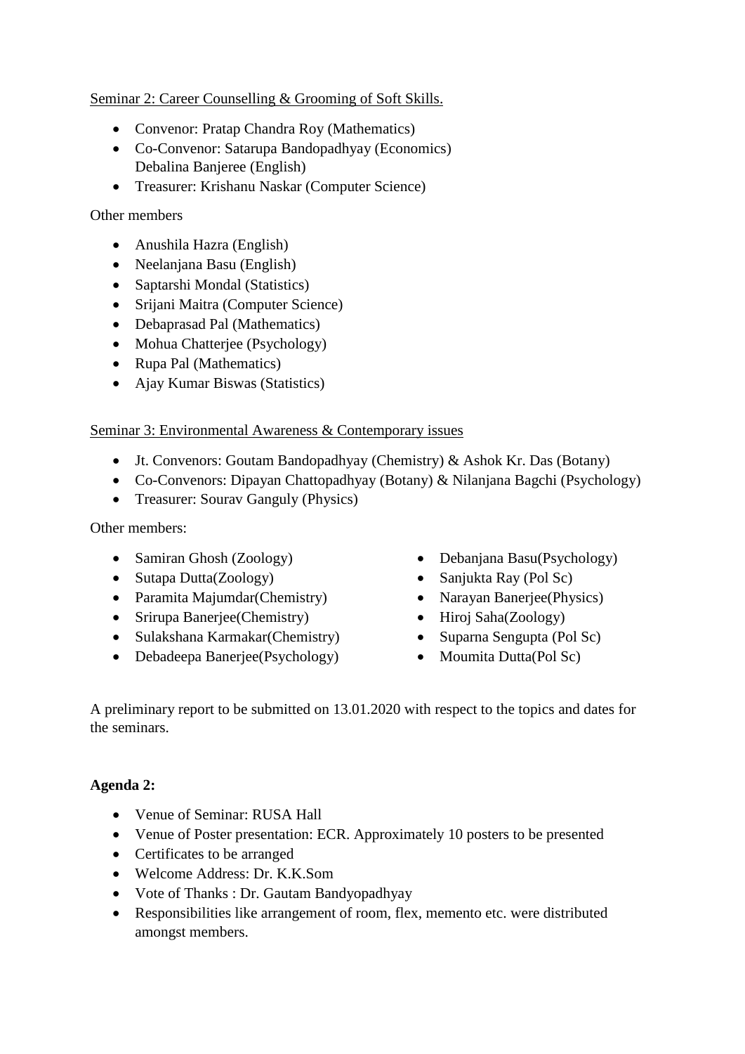Seminar 2: Career Counselling & Grooming of Soft Skills.

- Convenor: Pratap Chandra Roy (Mathematics)
- Co-Convenor: Satarupa Bandopadhyay (Economics)
  Debalina Banjeree (English)
- Treasurer: Krishanu Naskar (Computer Science)

Other members

- Anushila Hazra (English)
- Neelanjana Basu (English)
- Saptarshi Mondal (Statistics)
- Srijani Maitra (Computer Science)
- Debaprasad Pal (Mathematics)
- Mohua Chatterjee (Psychology)
- Rupa Pal (Mathematics)
- Ajay Kumar Biswas (Statistics)

Seminar 3: Environmental Awareness & Contemporary issues

- Jt. Convenors: Goutam Bandopadhyay (Chemistry) & Ashok Kr. Das (Botany)
- Co-Convenors: Dipayan Chattopadhyay (Botany) & Nilanjana Bagchi (Psychology)
- Treasurer: Sourav Ganguly (Physics)

Other members:

- Samiran Ghosh (Zoology)
- Sutapa Dutta(Zoology)
- Paramita Majumdar(Chemistry)
- Srirupa Banerjee(Chemistry)
- Sulakshana Karmakar(Chemistry)
- Debadeepa Banerjee(Psychology)
- Debanjana Basu(Psychology)
- Sanjukta Ray (Pol Sc)
- Narayan Banerjee(Physics)
- Hiroj Saha(Zoology)
- Suparna Sengupta (Pol Sc)
- Moumita Dutta(Pol Sc)

A preliminary report to be submitted on 13.01.2020 with respect to the topics and dates for the seminars.

**Agenda 2:**

- Venue of Seminar: RUSA Hall
- Venue of Poster presentation: ECR. Approximately 10 posters to be presented
- Certificates to be arranged
- Welcome Address: Dr. K.K.Som
- Vote of Thanks : Dr. Gautam Bandyopadhyay
- Responsibilities like arrangement of room, flex, memento etc. were distributed amongst members.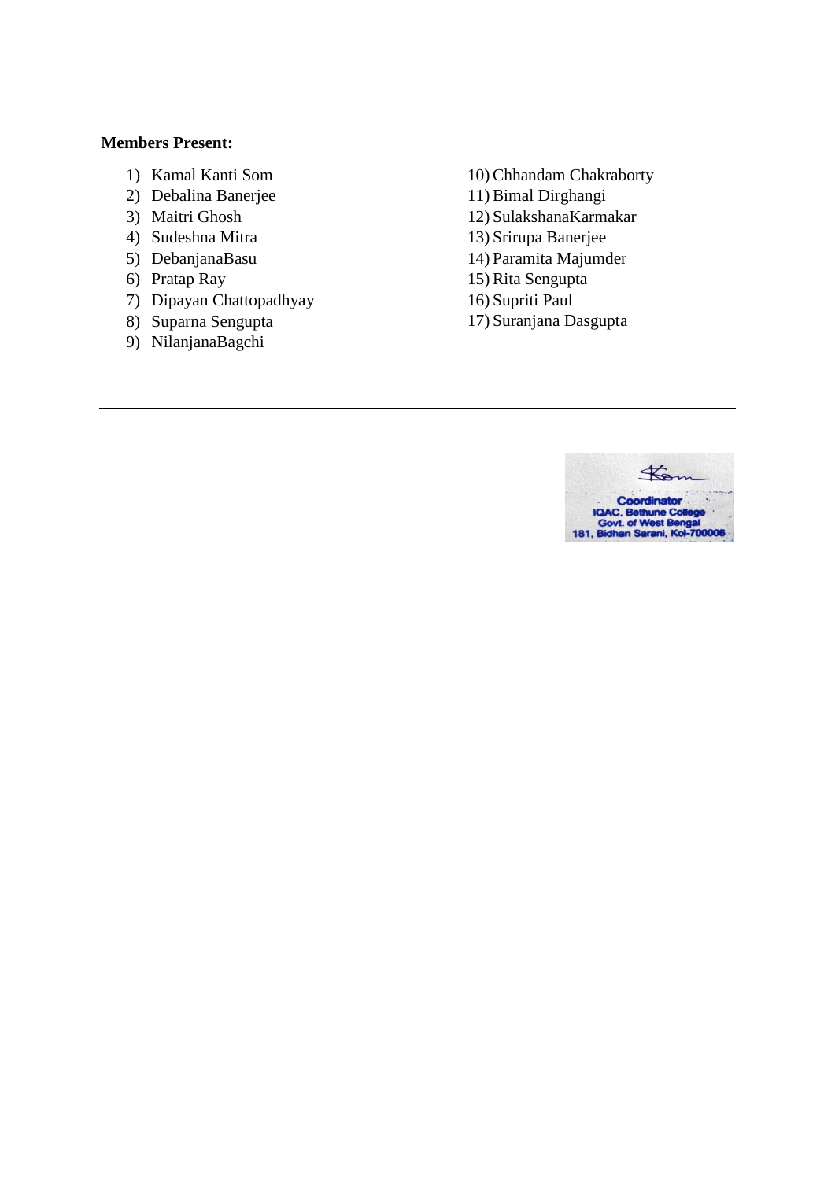**Members Present:**

1) Kamal Kanti Som
2) Debalina Banerjee
3) Maitri Ghosh
4) Sudeshna Mitra
5) DebanjanaBasu
6) Pratap Ray
7) Dipayan Chattopadhyay
8) Suparna Sengupta
9) NilanjanaBagchi
10) Chhandam Chakraborty
11) Bimal Dirghangi
12) SulakshanaKarmakar
13) Srirupa Banerjee
14) Paramita Majumder
15) Rita Sengupta
16) Supriti Paul
17) Suranjana Dasgupta

---

Coordinator
IQAC, Bethune College
Govt. of West Bengal
181, Bidhan Sarani, Kol-700006